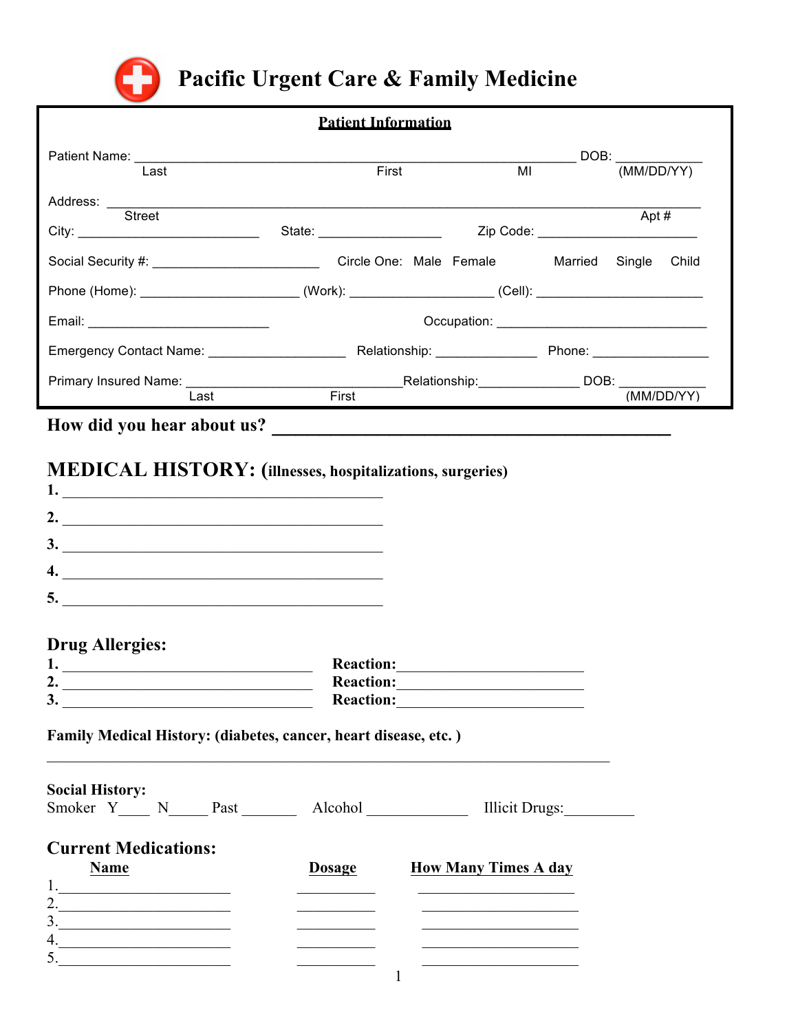# Pacific Urgent Care & Family Medicine

## Patient Information

Patient Name: ______________________________________________ DOB: __________
Last First MI (MM/DD/YY)

Address: ______________________________________________________________
Street Apt #

City: ______________________ State: _______________ Zip Code: ___________________

Social Security #: ___________________ Circle One: Male Female Married Single Child

Phone (Home): ___________________ (Work): _________________ (Cell): ____________________

Email: ______________________ Occupation: _________________________

Emergency Contact Name: _________________ Relationship: ____________ Phone: ______________

Primary Insured Name: __________________________ Relationship: ____________ DOB: __________
Last First (MM/DD/YY)

**How did you hear about us?** ____________________________________________

## MEDICAL HISTORY: (illnesses, hospitalizations, surgeries)

1. ________________________________________
2. ________________________________________
3. ________________________________________
4. ________________________________________
5. ________________________________________

## Drug Allergies:

1. ______________________________ **Reaction:**______________________
2. ______________________________ **Reaction:**______________________
3. ______________________________ **Reaction:**______________________

**Family Medical History: (diabetes, cancer, heart disease, etc. )**

______________________________________________________________________

**Social History:**

Smoker Y____ N_____ Past _______ Alcohol ____________ Illicit Drugs:_________

## Current Medications:

| Name | Dosage | How Many Times A day |
|---|---|---|
| 1.____________________ | _________ | ___________________ |
| 2.____________________ | _________ | ___________________ |
| 3.____________________ | _________ | ___________________ |
| 4.____________________ | _________ | ___________________ |
| 5.____________________ | _________ | ___________________ |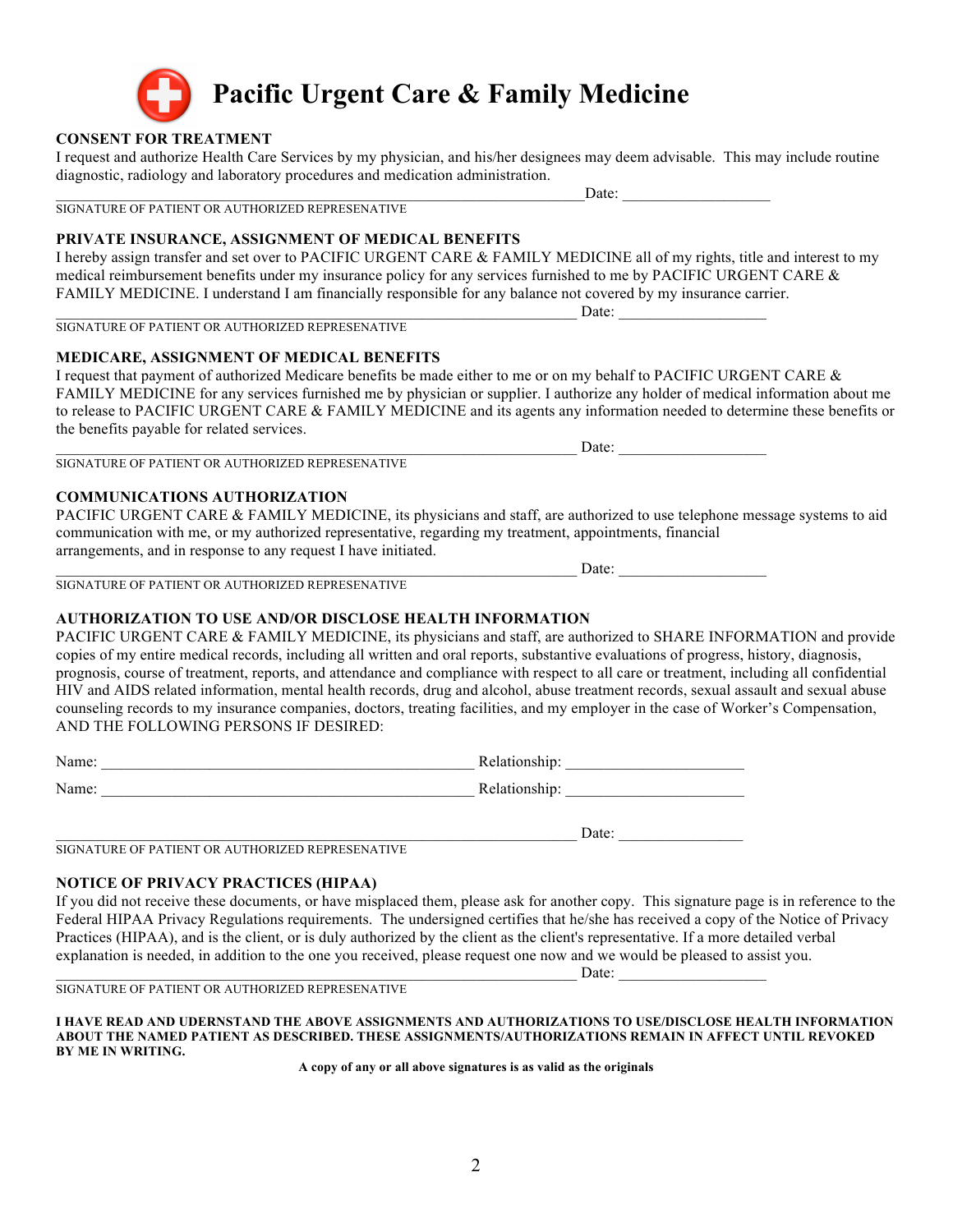# Pacific Urgent Care & Family Medicine

**CONSENT FOR TREATMENT**

I request and authorize Health Care Services by my physician, and his/her designees may deem advisable. This may include routine diagnostic, radiology and laboratory procedures and medication administration.

_____________________________________________________________________Date: ___________________

SIGNATURE OF PATIENT OR AUTHORIZED REPRESENATIVE

**PRIVATE INSURANCE, ASSIGNMENT OF MEDICAL BENEFITS**

I hereby assign transfer and set over to PACIFIC URGENT CARE & FAMILY MEDICINE all of my rights, title and interest to my medical reimbursement benefits under my insurance policy for any services furnished to me by PACIFIC URGENT CARE & FAMILY MEDICINE. I understand I am financially responsible for any balance not covered by my insurance carrier.

_____________________________________________________________________ Date: ___________________

SIGNATURE OF PATIENT OR AUTHORIZED REPRESENATIVE

**MEDICARE, ASSIGNMENT OF MEDICAL BENEFITS**

I request that payment of authorized Medicare benefits be made either to me or on my behalf to PACIFIC URGENT CARE & FAMILY MEDICINE for any services furnished me by physician or supplier. I authorize any holder of medical information about me to release to PACIFIC URGENT CARE & FAMILY MEDICINE and its agents any information needed to determine these benefits or the benefits payable for related services.

_____________________________________________________________________ Date: ___________________

SIGNATURE OF PATIENT OR AUTHORIZED REPRESENATIVE

**COMMUNICATIONS AUTHORIZATION**

PACIFIC URGENT CARE & FAMILY MEDICINE, its physicians and staff, are authorized to use telephone message systems to aid communication with me, or my authorized representative, regarding my treatment, appointments, financial arrangements, and in response to any request I have initiated.

_____________________________________________________________________ Date: ___________________

SIGNATURE OF PATIENT OR AUTHORIZED REPRESENATIVE

**AUTHORIZATION TO USE AND/OR DISCLOSE HEALTH INFORMATION**

PACIFIC URGENT CARE & FAMILY MEDICINE, its physicians and staff, are authorized to SHARE INFORMATION and provide copies of my entire medical records, including all written and oral reports, substantive evaluations of progress, history, diagnosis, prognosis, course of treatment, reports, and attendance and compliance with respect to all care or treatment, including all confidential HIV and AIDS related information, mental health records, drug and alcohol, abuse treatment records, sexual assault and sexual abuse counseling records to my insurance companies, doctors, treating facilities, and my employer in the case of Worker's Compensation, AND THE FOLLOWING PERSONS IF DESIRED:

Name: _________________________________________________ Relationship: _______________________

Name: _________________________________________________ Relationship: _______________________

_____________________________________________________________________ Date: ________________

SIGNATURE OF PATIENT OR AUTHORIZED REPRESENATIVE

**NOTICE OF PRIVACY PRACTICES (HIPAA)**

If you did not receive these documents, or have misplaced them, please ask for another copy. This signature page is in reference to the Federal HIPAA Privacy Regulations requirements. The undersigned certifies that he/she has received a copy of the Notice of Privacy Practices (HIPAA), and is the client, or is duly authorized by the client as the client's representative. If a more detailed verbal explanation is needed, in addition to the one you received, please request one now and we would be pleased to assist you.

_____________________________________________________________________ Date: ___________________

SIGNATURE OF PATIENT OR AUTHORIZED REPRESENATIVE

**I HAVE READ AND UDERNSTAND THE ABOVE ASSIGNMENTS AND AUTHORIZATIONS TO USE/DISCLOSE HEALTH INFORMATION ABOUT THE NAMED PATIENT AS DESCRIBED. THESE ASSIGNMENTS/AUTHORIZATIONS REMAIN IN AFFECT UNTIL REVOKED BY ME IN WRITING.**

**A copy of any or all above signatures is as valid as the originals**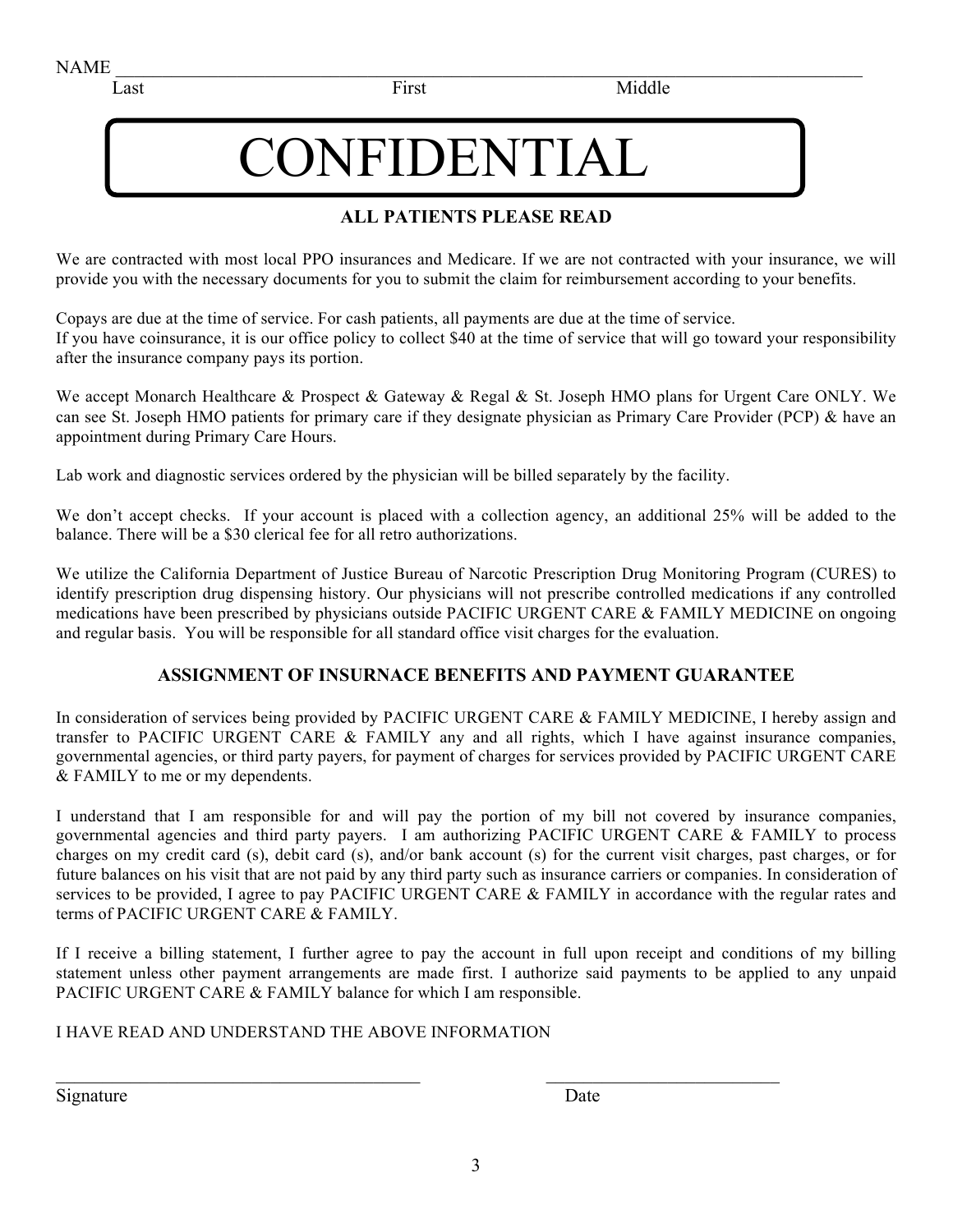NAME ____________________________________________________________________________
Last First Middle

# CONFIDENTIAL

### ALL PATIENTS PLEASE READ

We are contracted with most local PPO insurances and Medicare. If we are not contracted with your insurance, we will provide you with the necessary documents for you to submit the claim for reimbursement according to your benefits.

Copays are due at the time of service. For cash patients, all payments are due at the time of service.
If you have coinsurance, it is our office policy to collect $40 at the time of service that will go toward your responsibility after the insurance company pays its portion.

We accept Monarch Healthcare & Prospect & Gateway & Regal & St. Joseph HMO plans for Urgent Care ONLY. We can see St. Joseph HMO patients for primary care if they designate physician as Primary Care Provider (PCP) & have an appointment during Primary Care Hours.

Lab work and diagnostic services ordered by the physician will be billed separately by the facility.

We don't accept checks. If your account is placed with a collection agency, an additional 25% will be added to the balance. There will be a $30 clerical fee for all retro authorizations.

We utilize the California Department of Justice Bureau of Narcotic Prescription Drug Monitoring Program (CURES) to identify prescription drug dispensing history. Our physicians will not prescribe controlled medications if any controlled medications have been prescribed by physicians outside PACIFIC URGENT CARE & FAMILY MEDICINE on ongoing and regular basis. You will be responsible for all standard office visit charges for the evaluation.

### ASSIGNMENT OF INSURNACE BENEFITS AND PAYMENT GUARANTEE

In consideration of services being provided by PACIFIC URGENT CARE & FAMILY MEDICINE, I hereby assign and transfer to PACIFIC URGENT CARE & FAMILY any and all rights, which I have against insurance companies, governmental agencies, or third party payers, for payment of charges for services provided by PACIFIC URGENT CARE & FAMILY to me or my dependents.

I understand that I am responsible for and will pay the portion of my bill not covered by insurance companies, governmental agencies and third party payers. I am authorizing PACIFIC URGENT CARE & FAMILY to process charges on my credit card (s), debit card (s), and/or bank account (s) for the current visit charges, past charges, or for future balances on his visit that are not paid by any third party such as insurance carriers or companies. In consideration of services to be provided, I agree to pay PACIFIC URGENT CARE & FAMILY in accordance with the regular rates and terms of PACIFIC URGENT CARE & FAMILY.

If I receive a billing statement, I further agree to pay the account in full upon receipt and conditions of my billing statement unless other payment arrangements are made first. I authorize said payments to be applied to any unpaid PACIFIC URGENT CARE & FAMILY balance for which I am responsible.

I HAVE READ AND UNDERSTAND THE ABOVE INFORMATION

________________________________________ __________________________
Signature Date